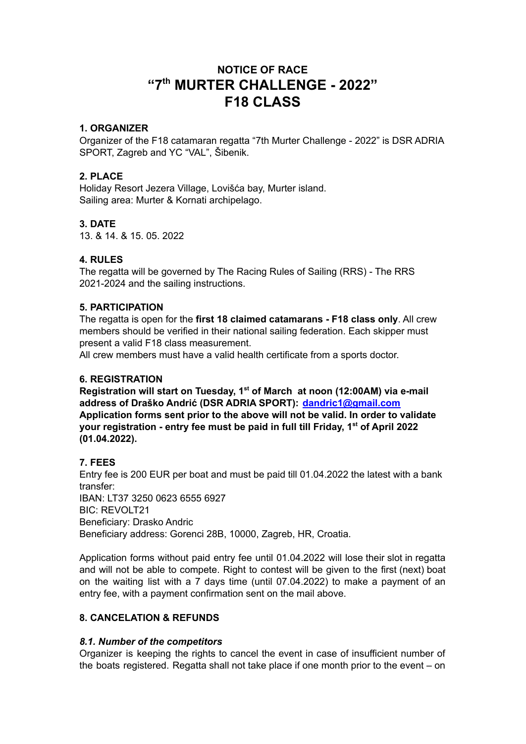# NOTICE OF RACE
# "7th MURTER CHALLENGE - 2022"
# F18 CLASS

## 1. ORGANIZER

Organizer of the F18 catamaran regatta "7th Murter Challenge - 2022" is DSR ADRIA SPORT, Zagreb and YC "VAL", Šibenik.

## 2. PLACE

Holiday Resort Jezera Village, Lovišća bay, Murter island.
Sailing area: Murter & Kornati archipelago.

## 3. DATE

13. & 14. & 15. 05. 2022

## 4. RULES

The regatta will be governed by The Racing Rules of Sailing (RRS) - The RRS 2021-2024 and the sailing instructions.

## 5. PARTICIPATION

The regatta is open for the **first 18 claimed catamarans - F18 class only**. All crew members should be verified in their national sailing federation. Each skipper must present a valid F18 class measurement.
All crew members must have a valid health certificate from a sports doctor.

## 6. REGISTRATION

**Registration will start on Tuesday, 1st of March at noon (12:00AM) via e-mail address of Draško Andrić (DSR ADRIA SPORT): dandric1@gmail.com**
**Application forms sent prior to the above will not be valid. In order to validate your registration - entry fee must be paid in full till Friday, 1st of April 2022 (01.04.2022).**

## 7. FEES

Entry fee is 200 EUR per boat and must be paid till 01.04.2022 the latest with a bank transfer:
IBAN: LT37 3250 0623 6555 6927
BIC: REVOLT21
Beneficiary: Drasko Andric
Beneficiary address: Gorenci 28B, 10000, Zagreb, HR, Croatia.

Application forms without paid entry fee until 01.04.2022 will lose their slot in regatta and will not be able to compete. Right to contest will be given to the first (next) boat on the waiting list with a 7 days time (until 07.04.2022) to make a payment of an entry fee, with a payment confirmation sent on the mail above.

## 8. CANCELATION & REFUNDS

### *8.1. Number of the competitors*

Organizer is keeping the rights to cancel the event in case of insufficient number of the boats registered. Regatta shall not take place if one month prior to the event – on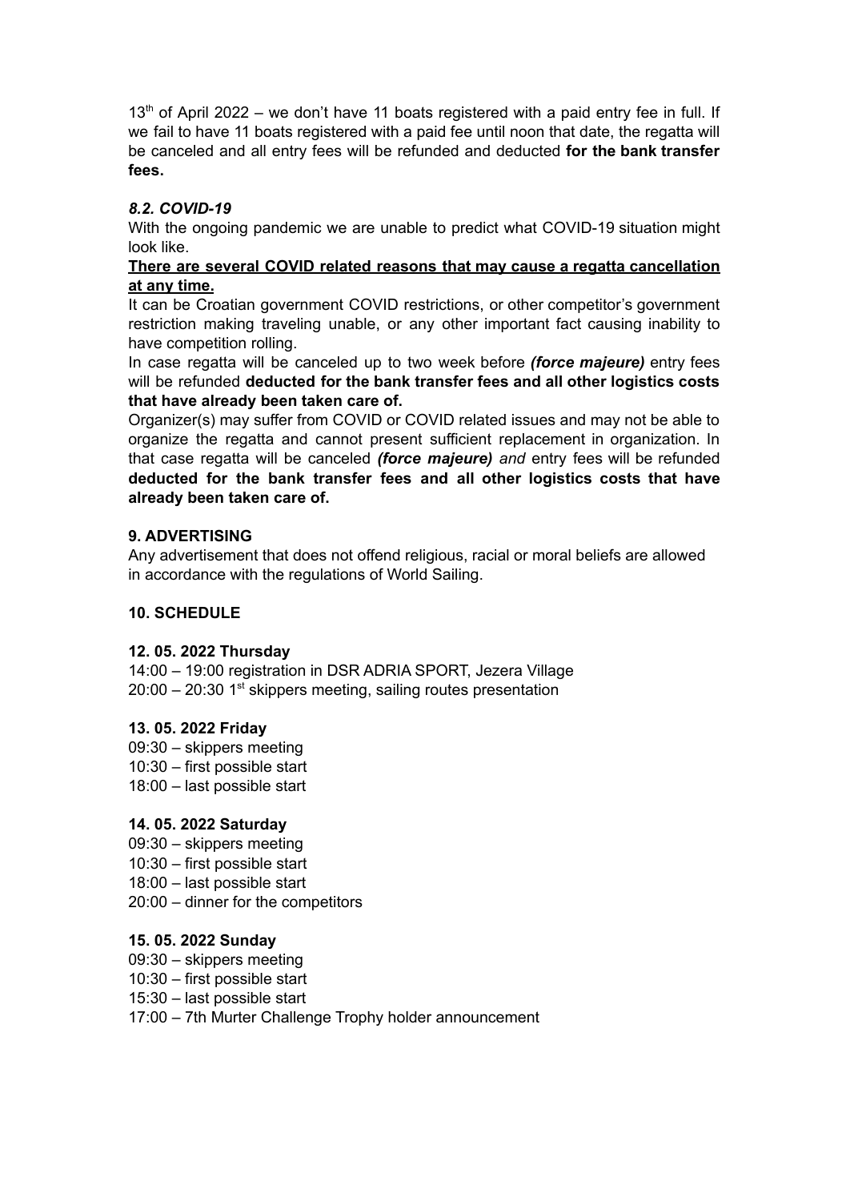13th of April 2022 – we don't have 11 boats registered with a paid entry fee in full. If we fail to have 11 boats registered with a paid fee until noon that date, the regatta will be canceled and all entry fees will be refunded and deducted **for the bank transfer fees.**

### *8.2. COVID-19*

With the ongoing pandemic we are unable to predict what COVID-19 situation might look like.

**There are several COVID related reasons that may cause a regatta cancellation at any time.**

It can be Croatian government COVID restrictions, or other competitor's government restriction making traveling unable, or any other important fact causing inability to have competition rolling.

In case regatta will be canceled up to two week before ***(force majeure)*** entry fees will be refunded **deducted for the bank transfer fees and all other logistics costs that have already been taken care of.**

Organizer(s) may suffer from COVID or COVID related issues and may not be able to organize the regatta and cannot present sufficient replacement in organization. In that case regatta will be canceled ***(force majeure)*** *and* entry fees will be refunded **deducted for the bank transfer fees and all other logistics costs that have already been taken care of.**

## 9. ADVERTISING

Any advertisement that does not offend religious, racial or moral beliefs are allowed in accordance with the regulations of World Sailing.

## 10. SCHEDULE

**12. 05. 2022 Thursday**

14:00 – 19:00 registration in DSR ADRIA SPORT, Jezera Village
20:00 – 20:30 1st skippers meeting, sailing routes presentation

**13. 05. 2022 Friday**

09:30 – skippers meeting
10:30 – first possible start
18:00 – last possible start

**14. 05. 2022 Saturday**

09:30 – skippers meeting
10:30 – first possible start
18:00 – last possible start
20:00 – dinner for the competitors

**15. 05. 2022 Sunday**

09:30 – skippers meeting
10:30 – first possible start
15:30 – last possible start
17:00 – 7th Murter Challenge Trophy holder announcement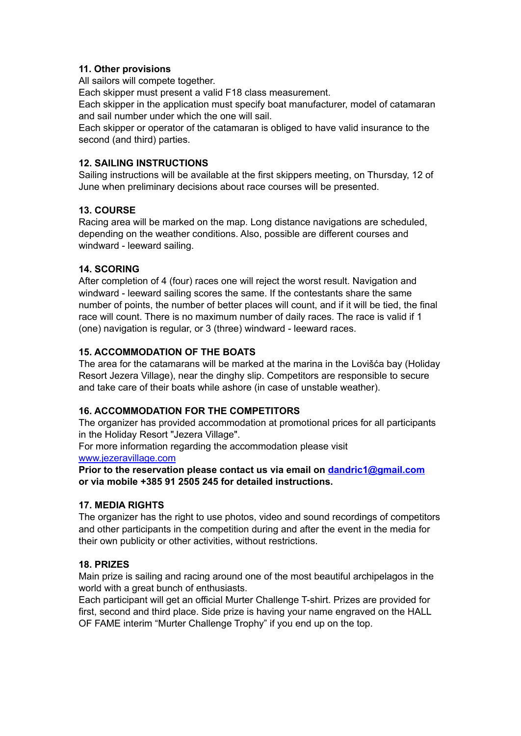### 11. Other provisions

All sailors will compete together.
Each skipper must present a valid F18 class measurement.
Each skipper in the application must specify boat manufacturer, model of catamaran and sail number under which the one will sail.
Each skipper or operator of the catamaran is obliged to have valid insurance to the second (and third) parties.

### 12. SAILING INSTRUCTIONS

Sailing instructions will be available at the first skippers meeting, on Thursday, 12 of June when preliminary decisions about race courses will be presented.

### 13. COURSE

Racing area will be marked on the map. Long distance navigations are scheduled, depending on the weather conditions. Also, possible are different courses and windward - leeward sailing.

### 14. SCORING

After completion of 4 (four) races one will reject the worst result. Navigation and windward - leeward sailing scores the same. If the contestants share the same number of points, the number of better places will count, and if it will be tied, the final race will count. There is no maximum number of daily races. The race is valid if 1 (one) navigation is regular, or 3 (three) windward - leeward races.

### 15. ACCOMMODATION OF THE BOATS

The area for the catamarans will be marked at the marina in the Lovišća bay (Holiday Resort Jezera Village), near the dinghy slip. Competitors are responsible to secure and take care of their boats while ashore (in case of unstable weather).

### 16. ACCOMMODATION FOR THE COMPETITORS

The organizer has provided accommodation at promotional prices for all participants in the Holiday Resort "Jezera Village".
For more information regarding the accommodation please visit [www.jezeravillage.com](http://www.jezeravillage.com)
**Prior to the reservation please contact us via email on [dandric1@gmail.com](mailto:dandric1@gmail.com) or via mobile +385 91 2505 245 for detailed instructions.**

### 17. MEDIA RIGHTS

The organizer has the right to use photos, video and sound recordings of competitors and other participants in the competition during and after the event in the media for their own publicity or other activities, without restrictions.

### 18. PRIZES

Main prize is sailing and racing around one of the most beautiful archipelagos in the world with a great bunch of enthusiasts.
Each participant will get an official Murter Challenge T-shirt. Prizes are provided for first, second and third place. Side prize is having your name engraved on the HALL OF FAME interim "Murter Challenge Trophy" if you end up on the top.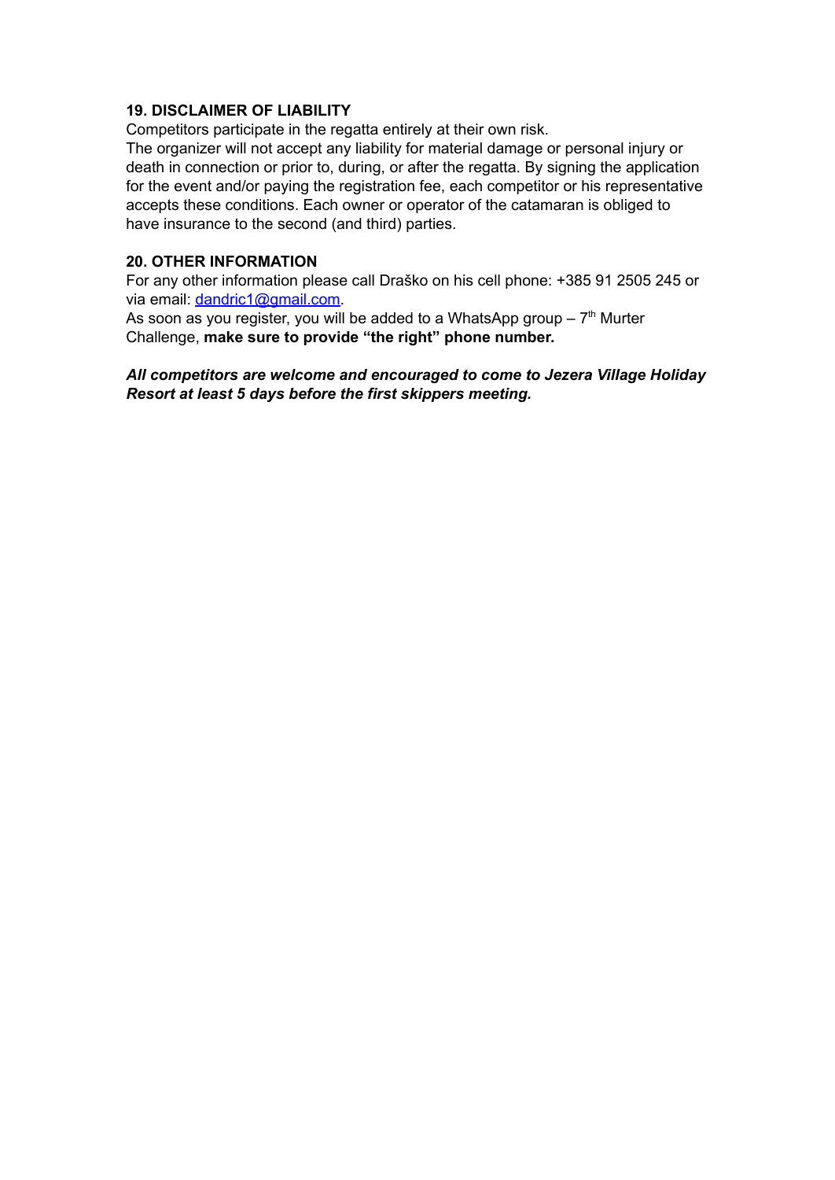## 19. DISCLAIMER OF LIABILITY

Competitors participate in the regatta entirely at their own risk.
The organizer will not accept any liability for material damage or personal injury or death in connection or prior to, during, or after the regatta. By signing the application for the event and/or paying the registration fee, each competitor or his representative accepts these conditions. Each owner or operator of the catamaran is obliged to have insurance to the second (and third) parties.

## 20. OTHER INFORMATION

For any other information please call Draško on his cell phone: +385 91 2505 245 or via email: dandric1@gmail.com.
As soon as you register, you will be added to a WhatsApp group – 7th Murter Challenge, **make sure to provide "the right" phone number.**

***All competitors are welcome and encouraged to come to Jezera Village Holiday Resort at least 5 days before the first skippers meeting.***